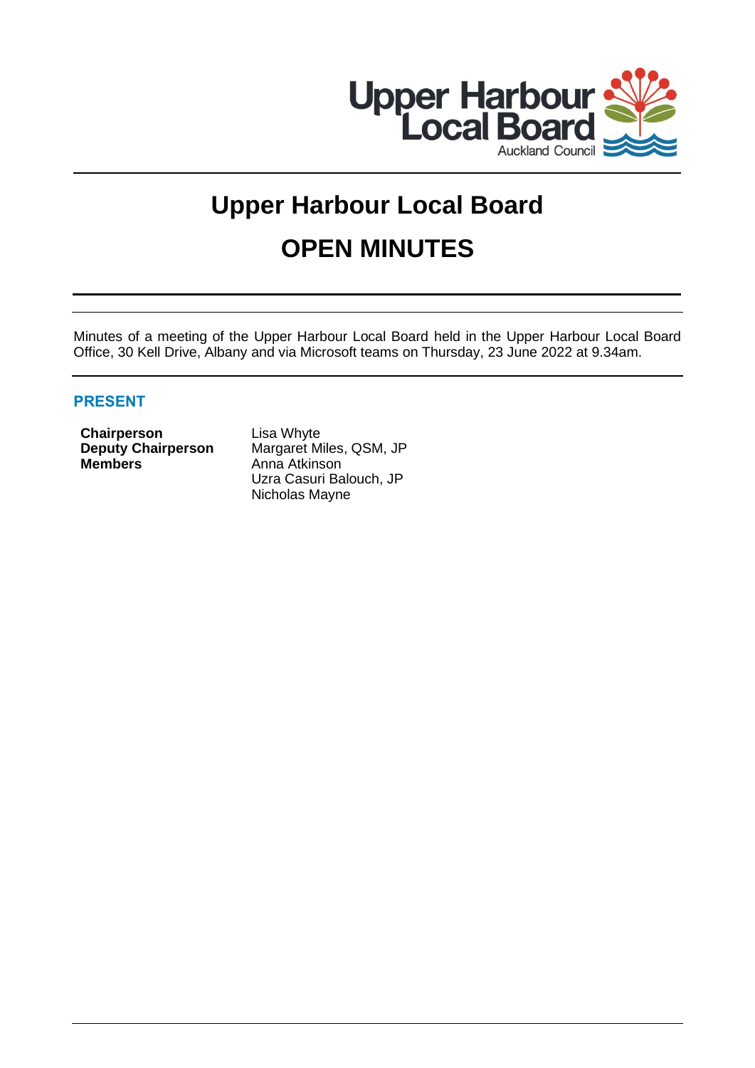# Upper Harbour Local Board

# OPEN MINUTES

Minutes of a meeting of the Upper Harbour Local Board held in the Upper Harbour Local Board Office, 30 Kell Drive, Albany and via Microsoft teams on Thursday, 23 June 2022 at 9.34am.

## PRESENT

| | |
|---|---|
| **Chairperson** | Lisa Whyte |
| **Deputy Chairperson** | Margaret Miles, QSM, JP |
| **Members** | Anna Atkinson |
| | Uzra Casuri Balouch, JP |
| | Nicholas Mayne |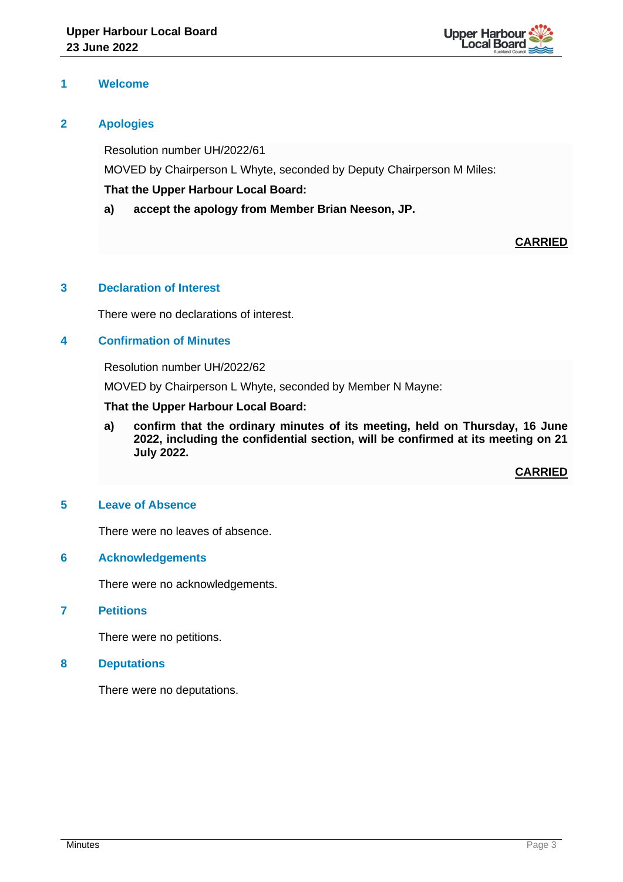## 1 Welcome

## 2 Apologies

Resolution number UH/2022/61

MOVED by Chairperson L Whyte, seconded by Deputy Chairperson M Miles:

**That the Upper Harbour Local Board:**

**a) accept the apology from Member Brian Neeson, JP.**

**CARRIED**

## 3 Declaration of Interest

There were no declarations of interest.

## 4 Confirmation of Minutes

Resolution number UH/2022/62

MOVED by Chairperson L Whyte, seconded by Member N Mayne:

**That the Upper Harbour Local Board:**

**a) confirm that the ordinary minutes of its meeting, held on Thursday, 16 June 2022, including the confidential section, will be confirmed at its meeting on 21 July 2022.**

**CARRIED**

## 5 Leave of Absence

There were no leaves of absence.

## 6 Acknowledgements

There were no acknowledgements.

## 7 Petitions

There were no petitions.

## 8 Deputations

There were no deputations.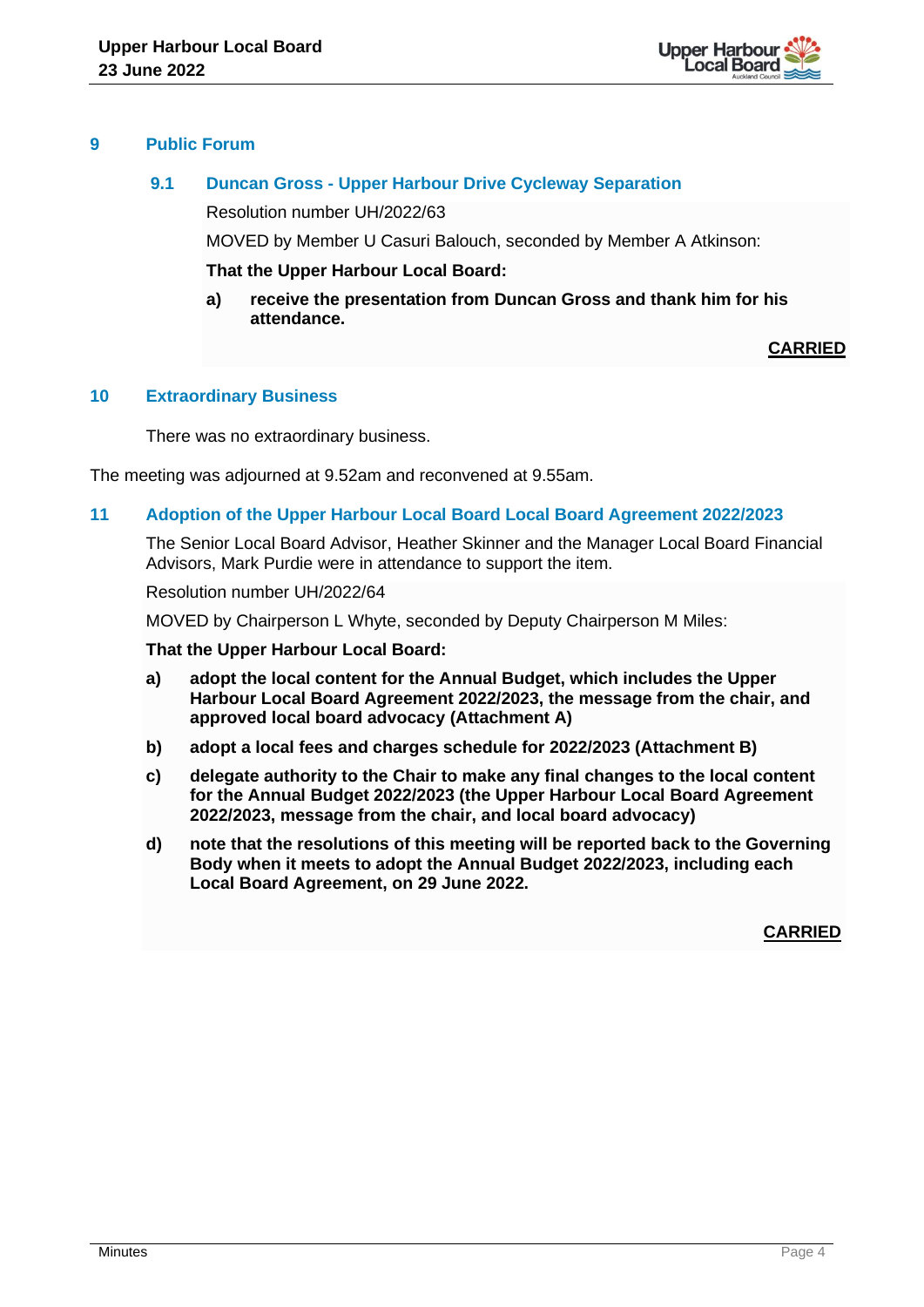## 9 Public Forum

### 9.1 Duncan Gross - Upper Harbour Drive Cycleway Separation

Resolution number UH/2022/63

MOVED by Member U Casuri Balouch, seconded by Member A Atkinson:

**That the Upper Harbour Local Board:**

**a) receive the presentation from Duncan Gross and thank him for his attendance.**

**CARRIED**

## 10 Extraordinary Business

There was no extraordinary business.

The meeting was adjourned at 9.52am and reconvened at 9.55am.

## 11 Adoption of the Upper Harbour Local Board Local Board Agreement 2022/2023

The Senior Local Board Advisor, Heather Skinner and the Manager Local Board Financial Advisors, Mark Purdie were in attendance to support the item.

Resolution number UH/2022/64

MOVED by Chairperson L Whyte, seconded by Deputy Chairperson M Miles:

**That the Upper Harbour Local Board:**

**a) adopt the local content for the Annual Budget, which includes the Upper Harbour Local Board Agreement 2022/2023, the message from the chair, and approved local board advocacy (Attachment A)**

**b) adopt a local fees and charges schedule for 2022/2023 (Attachment B)**

**c) delegate authority to the Chair to make any final changes to the local content for the Annual Budget 2022/2023 (the Upper Harbour Local Board Agreement 2022/2023, message from the chair, and local board advocacy)**

**d) note that the resolutions of this meeting will be reported back to the Governing Body when it meets to adopt the Annual Budget 2022/2023, including each Local Board Agreement, on 29 June 2022.**

**CARRIED**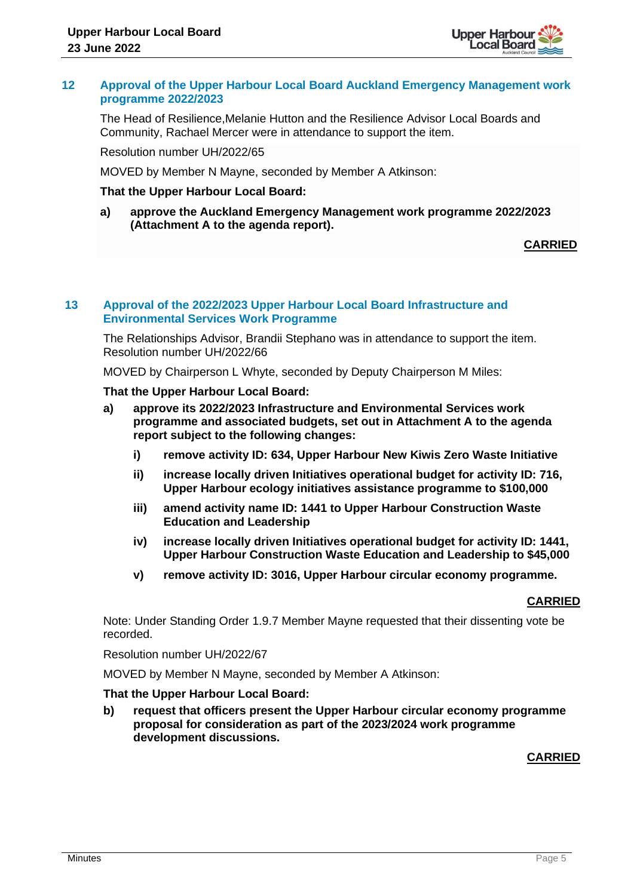## 12 Approval of the Upper Harbour Local Board Auckland Emergency Management work programme 2022/2023

The Head of Resilience,Melanie Hutton and the Resilience Advisor Local Boards and Community, Rachael Mercer were in attendance to support the item.

Resolution number UH/2022/65

MOVED by Member N Mayne, seconded by Member A Atkinson:

**That the Upper Harbour Local Board:**

**a) approve the Auckland Emergency Management work programme 2022/2023 (Attachment A to the agenda report).**

**CARRIED**

## 13 Approval of the 2022/2023 Upper Harbour Local Board Infrastructure and Environmental Services Work Programme

The Relationships Advisor, Brandii Stephano was in attendance to support the item.
Resolution number UH/2022/66

MOVED by Chairperson L Whyte, seconded by Deputy Chairperson M Miles:

**That the Upper Harbour Local Board:**

**a) approve its 2022/2023 Infrastructure and Environmental Services work programme and associated budgets, set out in Attachment A to the agenda report subject to the following changes:**

- **i) remove activity ID: 634, Upper Harbour New Kiwis Zero Waste Initiative**
- **ii) increase locally driven Initiatives operational budget for activity ID: 716, Upper Harbour ecology initiatives assistance programme to $100,000**
- **iii) amend activity name ID: 1441 to Upper Harbour Construction Waste Education and Leadership**
- **iv) increase locally driven Initiatives operational budget for activity ID: 1441, Upper Harbour Construction Waste Education and Leadership to $45,000**
- **v) remove activity ID: 3016, Upper Harbour circular economy programme.**

**CARRIED**

Note: Under Standing Order 1.9.7 Member Mayne requested that their dissenting vote be recorded.

Resolution number UH/2022/67

MOVED by Member N Mayne, seconded by Member A Atkinson:

**That the Upper Harbour Local Board:**

**b) request that officers present the Upper Harbour circular economy programme proposal for consideration as part of the 2023/2024 work programme development discussions.**

**CARRIED**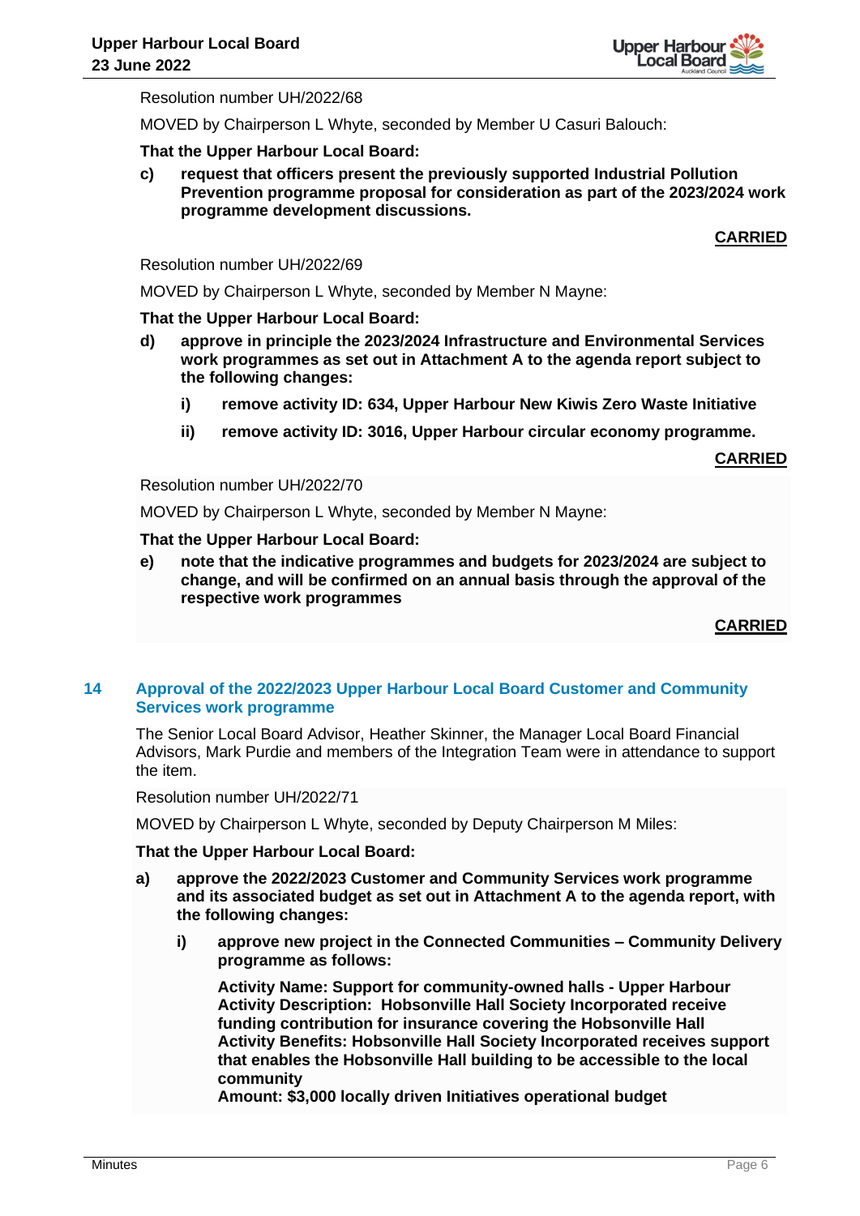Resolution number UH/2022/68

MOVED by Chairperson L Whyte, seconded by Member U Casuri Balouch:

**That the Upper Harbour Local Board:**

**c) request that officers present the previously supported Industrial Pollution Prevention programme proposal for consideration as part of the 2023/2024 work programme development discussions.**

**CARRIED**

Resolution number UH/2022/69

MOVED by Chairperson L Whyte, seconded by Member N Mayne:

**That the Upper Harbour Local Board:**

**d) approve in principle the 2023/2024 Infrastructure and Environmental Services work programmes as set out in Attachment A to the agenda report subject to the following changes:**

**i) remove activity ID: 634, Upper Harbour New Kiwis Zero Waste Initiative**

**ii) remove activity ID: 3016, Upper Harbour circular economy programme.**

**CARRIED**

Resolution number UH/2022/70

MOVED by Chairperson L Whyte, seconded by Member N Mayne:

**That the Upper Harbour Local Board:**

**e) note that the indicative programmes and budgets for 2023/2024 are subject to change, and will be confirmed on an annual basis through the approval of the respective work programmes**

**CARRIED**

## 14 Approval of the 2022/2023 Upper Harbour Local Board Customer and Community Services work programme

The Senior Local Board Advisor, Heather Skinner, the Manager Local Board Financial Advisors, Mark Purdie and members of the Integration Team were in attendance to support the item.

Resolution number UH/2022/71

MOVED by Chairperson L Whyte, seconded by Deputy Chairperson M Miles:

**That the Upper Harbour Local Board:**

**a) approve the 2022/2023 Customer and Community Services work programme and its associated budget as set out in Attachment A to the agenda report, with the following changes:**

**i) approve new project in the Connected Communities – Community Delivery programme as follows:**

**Activity Name: Support for community-owned halls - Upper Harbour**
**Activity Description: Hobsonville Hall Society Incorporated receive funding contribution for insurance covering the Hobsonville Hall**
**Activity Benefits: Hobsonville Hall Society Incorporated receives support that enables the Hobsonville Hall building to be accessible to the local community**
**Amount: $3,000 locally driven Initiatives operational budget**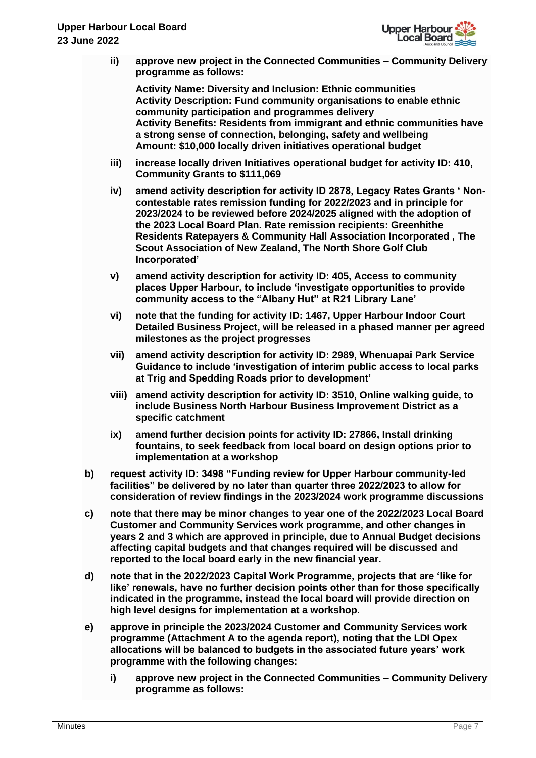**ii) approve new project in the Connected Communities – Community Delivery programme as follows:**

**Activity Name: Diversity and Inclusion: Ethnic communities**
**Activity Description: Fund community organisations to enable ethnic community participation and programmes delivery**
**Activity Benefits: Residents from immigrant and ethnic communities have a strong sense of connection, belonging, safety and wellbeing**
**Amount: $10,000 locally driven initiatives operational budget**

**iii) increase locally driven Initiatives operational budget for activity ID: 410, Community Grants to $111,069**

**iv) amend activity description for activity ID 2878, Legacy Rates Grants ' Non-contestable rates remission funding for 2022/2023 and in principle for 2023/2024 to be reviewed before 2024/2025 aligned with the adoption of the 2023 Local Board Plan. Rate remission recipients: Greenhithe Residents Ratepayers & Community Hall Association Incorporated , The Scout Association of New Zealand, The North Shore Golf Club Incorporated'**

**v) amend activity description for activity ID: 405, Access to community places Upper Harbour, to include 'investigate opportunities to provide community access to the "Albany Hut" at R21 Library Lane'**

**vi) note that the funding for activity ID: 1467, Upper Harbour Indoor Court Detailed Business Project, will be released in a phased manner per agreed milestones as the project progresses**

**vii) amend activity description for activity ID: 2989, Whenuapai Park Service Guidance to include 'investigation of interim public access to local parks at Trig and Spedding Roads prior to development'**

**viii) amend activity description for activity ID: 3510, Online walking guide, to include Business North Harbour Business Improvement District as a specific catchment**

**ix) amend further decision points for activity ID: 27866, Install drinking fountains, to seek feedback from local board on design options prior to implementation at a workshop**

**b) request activity ID: 3498 "Funding review for Upper Harbour community-led facilities" be delivered by no later than quarter three 2022/2023 to allow for consideration of review findings in the 2023/2024 work programme discussions**

**c) note that there may be minor changes to year one of the 2022/2023 Local Board Customer and Community Services work programme, and other changes in years 2 and 3 which are approved in principle, due to Annual Budget decisions affecting capital budgets and that changes required will be discussed and reported to the local board early in the new financial year.**

**d) note that in the 2022/2023 Capital Work Programme, projects that are 'like for like' renewals, have no further decision points other than for those specifically indicated in the programme, instead the local board will provide direction on high level designs for implementation at a workshop.**

**e) approve in principle the 2023/2024 Customer and Community Services work programme (Attachment A to the agenda report), noting that the LDI Opex allocations will be balanced to budgets in the associated future years' work programme with the following changes:**

**i) approve new project in the Connected Communities – Community Delivery programme as follows:**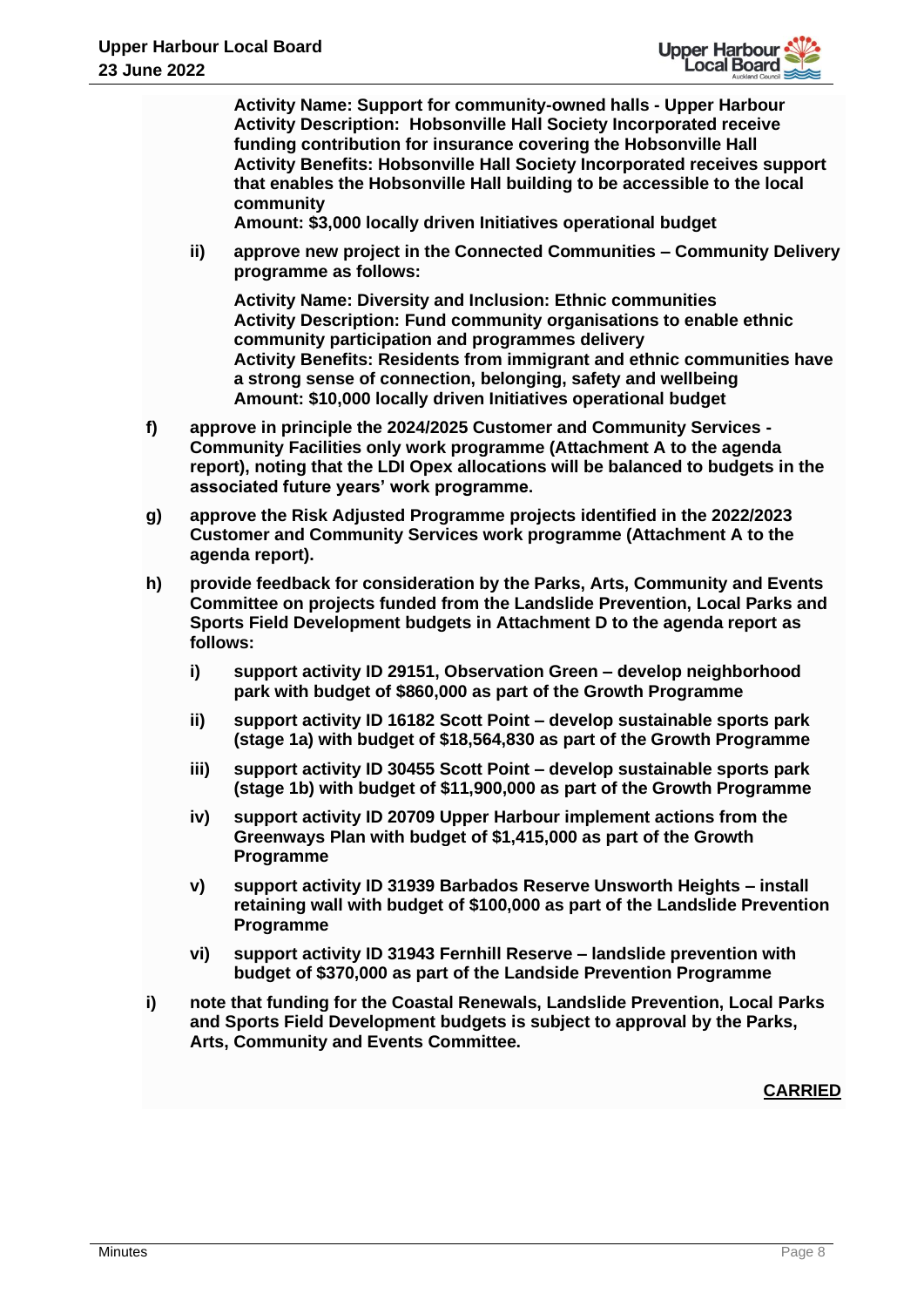**Activity Name: Support for community-owned halls - Upper Harbour**
**Activity Description: Hobsonville Hall Society Incorporated receive funding contribution for insurance covering the Hobsonville Hall**
**Activity Benefits: Hobsonville Hall Society Incorporated receives support that enables the Hobsonville Hall building to be accessible to the local community**
**Amount: $3,000 locally driven Initiatives operational budget**

**ii) approve new project in the Connected Communities – Community Delivery programme as follows:**

**Activity Name: Diversity and Inclusion: Ethnic communities**
**Activity Description: Fund community organisations to enable ethnic community participation and programmes delivery**
**Activity Benefits: Residents from immigrant and ethnic communities have a strong sense of connection, belonging, safety and wellbeing**
**Amount: $10,000 locally driven Initiatives operational budget**

**f) approve in principle the 2024/2025 Customer and Community Services - Community Facilities only work programme (Attachment A to the agenda report), noting that the LDI Opex allocations will be balanced to budgets in the associated future years' work programme.**

**g) approve the Risk Adjusted Programme projects identified in the 2022/2023 Customer and Community Services work programme (Attachment A to the agenda report).**

**h) provide feedback for consideration by the Parks, Arts, Community and Events Committee on projects funded from the Landslide Prevention, Local Parks and Sports Field Development budgets in Attachment D to the agenda report as follows:**

**i) support activity ID 29151, Observation Green – develop neighborhood park with budget of $860,000 as part of the Growth Programme**

**ii) support activity ID 16182 Scott Point – develop sustainable sports park (stage 1a) with budget of $18,564,830 as part of the Growth Programme**

**iii) support activity ID 30455 Scott Point – develop sustainable sports park (stage 1b) with budget of $11,900,000 as part of the Growth Programme**

**iv) support activity ID 20709 Upper Harbour implement actions from the Greenways Plan with budget of $1,415,000 as part of the Growth Programme**

**v) support activity ID 31939 Barbados Reserve Unsworth Heights – install retaining wall with budget of $100,000 as part of the Landslide Prevention Programme**

**vi) support activity ID 31943 Fernhill Reserve – landslide prevention with budget of $370,000 as part of the Landside Prevention Programme**

**i) note that funding for the Coastal Renewals, Landslide Prevention, Local Parks and Sports Field Development budgets is subject to approval by the Parks, Arts, Community and Events Committee.**

**CARRIED**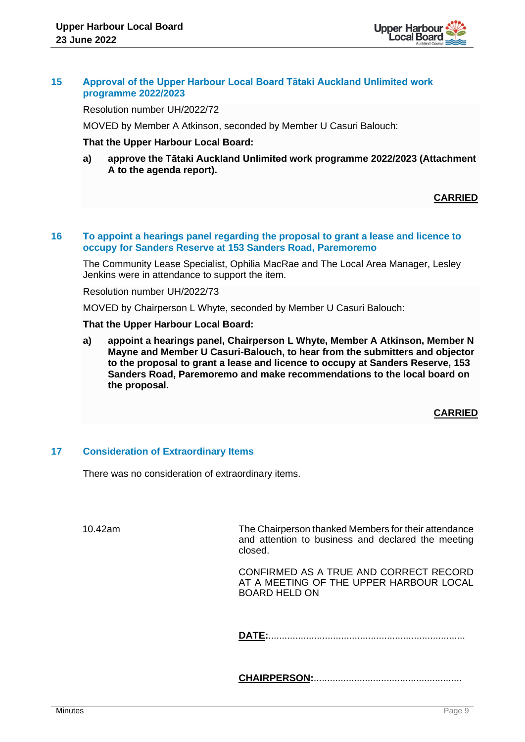## 15 Approval of the Upper Harbour Local Board Tātaki Auckland Unlimited work programme 2022/2023

Resolution number UH/2022/72

MOVED by Member A Atkinson, seconded by Member U Casuri Balouch:

**That the Upper Harbour Local Board:**

**a) approve the Tātaki Auckland Unlimited work programme 2022/2023 (Attachment A to the agenda report).**

**CARRIED**

## 16 To appoint a hearings panel regarding the proposal to grant a lease and licence to occupy for Sanders Reserve at 153 Sanders Road, Paremoremo

The Community Lease Specialist, Ophilia MacRae and The Local Area Manager, Lesley Jenkins were in attendance to support the item.

Resolution number UH/2022/73

MOVED by Chairperson L Whyte, seconded by Member U Casuri Balouch:

**That the Upper Harbour Local Board:**

**a) appoint a hearings panel, Chairperson L Whyte, Member A Atkinson, Member N Mayne and Member U Casuri-Balouch, to hear from the submitters and objector to the proposal to grant a lease and licence to occupy at Sanders Reserve, 153 Sanders Road, Paremoremo and make recommendations to the local board on the proposal.**

**CARRIED**

## 17 Consideration of Extraordinary Items

There was no consideration of extraordinary items.

10.42am

The Chairperson thanked Members for their attendance and attention to business and declared the meeting closed.

CONFIRMED AS A TRUE AND CORRECT RECORD AT A MEETING OF THE UPPER HARBOUR LOCAL BOARD HELD ON

**DATE:**.........................................................................

**CHAIRPERSON:**.......................................................